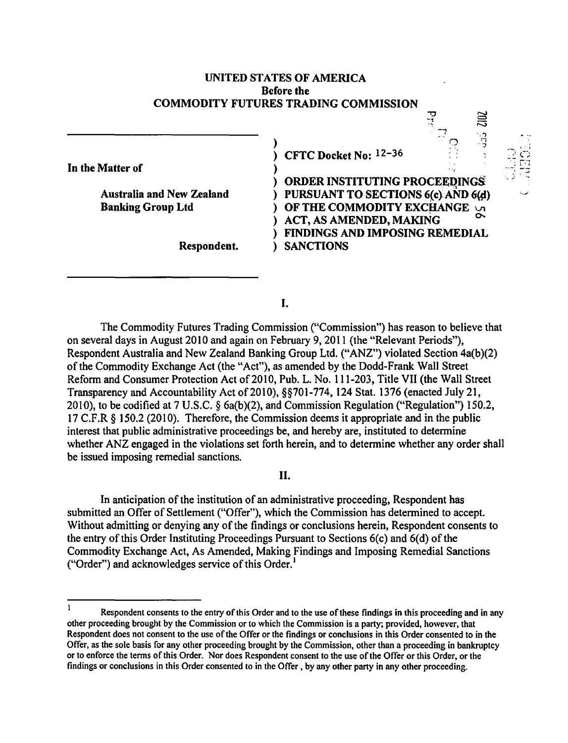UNITED STATES OF AMERICA
Before the
COMMODITY FUTURES TRADING COMMISSION

| | |
|---|---|
| In the Matter of<br><br>Australia and New Zealand Banking Group Ltd<br><br>Respondent. | CFTC Docket No: 12-36<br><br>ORDER INSTITUTING PROCEEDINGS PURSUANT TO SECTIONS 6(c) AND 6(d) OF THE COMMODITY EXCHANGE ACT, AS AMENDED, MAKING FINDINGS AND IMPOSING REMEDIAL SANCTIONS |

## I.

The Commodity Futures Trading Commission ("Commission") has reason to believe that on several days in August 2010 and again on February 9, 2011 (the "Relevant Periods"), Respondent Australia and New Zealand Banking Group Ltd. ("ANZ") violated Section 4a(b)(2) of the Commodity Exchange Act (the "Act"), as amended by the Dodd-Frank Wall Street Reform and Consumer Protection Act of 2010, Pub. L. No. 111-203, Title VII (the Wall Street Transparency and Accountability Act of 2010), §§701-774, 124 Stat. 1376 (enacted July 21, 2010), to be codified at 7 U.S.C. § 6a(b)(2), and Commission Regulation ("Regulation") 150.2, 17 C.F.R § 150.2 (2010). Therefore, the Commission deems it appropriate and in the public interest that public administrative proceedings be, and hereby are, instituted to determine whether ANZ engaged in the violations set forth herein, and to determine whether any order shall be issued imposing remedial sanctions.

## II.

In anticipation of the institution of an administrative proceeding, Respondent has submitted an Offer of Settlement ("Offer"), which the Commission has determined to accept. Without admitting or denying any of the findings or conclusions herein, Respondent consents to the entry of this Order Instituting Proceedings Pursuant to Sections 6(c) and 6(d) of the Commodity Exchange Act, As Amended, Making Findings and Imposing Remedial Sanctions ("Order") and acknowledges service of this Order.[1]

---

[1] Respondent consents to the entry of this Order and to the use of these findings in this proceeding and in any other proceeding brought by the Commission or to which the Commission is a party; provided, however, that Respondent does not consent to the use of the Offer or the findings or conclusions in this Order consented to in the Offer, as the sole basis for any other proceeding brought by the Commission, other than a proceeding in bankruptcy or to enforce the terms of this Order. Nor does Respondent consent to the use of the Offer or this Order, or the findings or conclusions in this Order consented to in the Offer, by any other party in any other proceeding.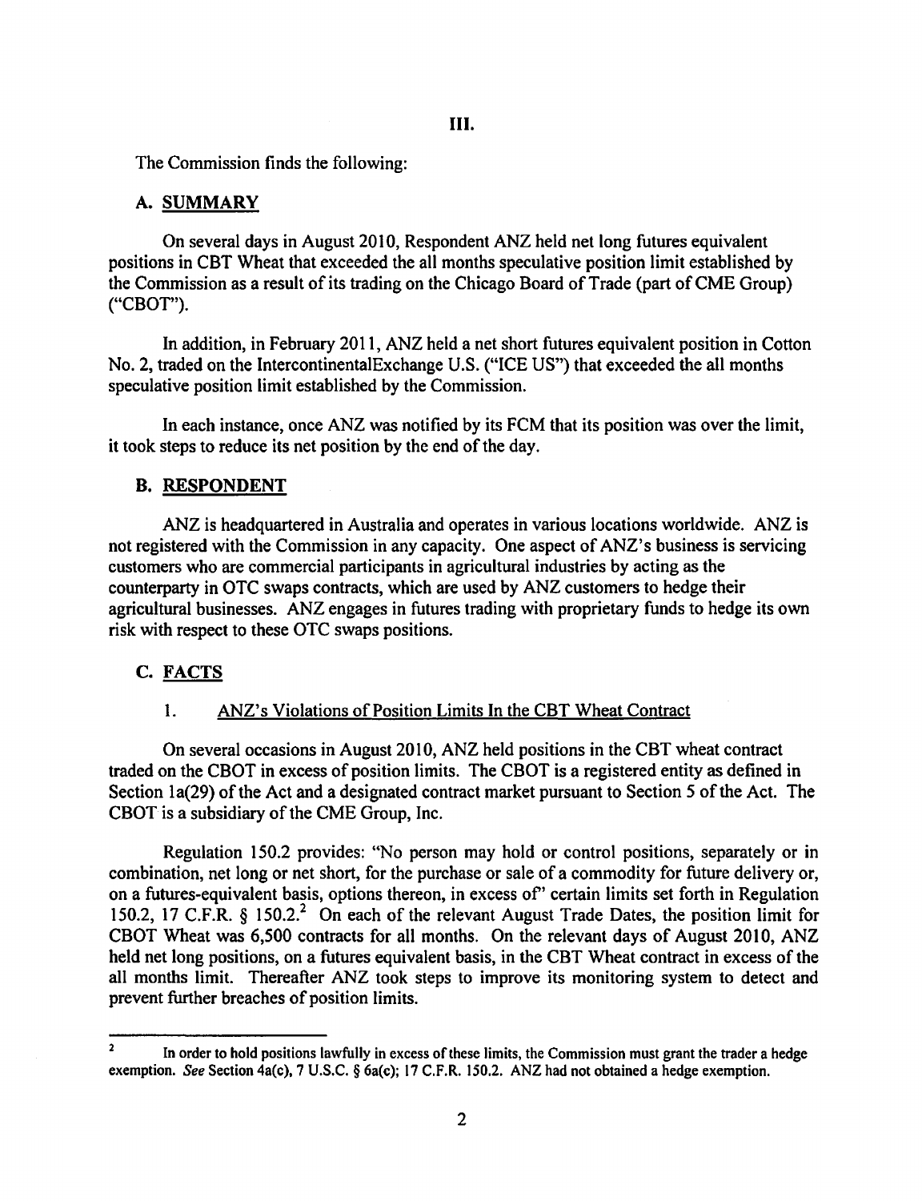# III.

The Commission finds the following:

## A. SUMMARY

On several days in August 2010, Respondent ANZ held net long futures equivalent positions in CBT Wheat that exceeded the all months speculative position limit established by the Commission as a result of its trading on the Chicago Board of Trade (part of CME Group) ("CBOT").

In addition, in February 2011, ANZ held a net short futures equivalent position in Cotton No. 2, traded on the IntercontinentalExchange U.S. ("ICE US") that exceeded the all months speculative position limit established by the Commission.

In each instance, once ANZ was notified by its FCM that its position was over the limit, it took steps to reduce its net position by the end of the day.

## B. RESPONDENT

ANZ is headquartered in Australia and operates in various locations worldwide. ANZ is not registered with the Commission in any capacity. One aspect of ANZ's business is servicing customers who are commercial participants in agricultural industries by acting as the counterparty in OTC swaps contracts, which are used by ANZ customers to hedge their agricultural businesses. ANZ engages in futures trading with proprietary funds to hedge its own risk with respect to these OTC swaps positions.

## C. FACTS

### 1. ANZ's Violations of Position Limits In the CBT Wheat Contract

On several occasions in August 2010, ANZ held positions in the CBT wheat contract traded on the CBOT in excess of position limits. The CBOT is a registered entity as defined in Section 1a(29) of the Act and a designated contract market pursuant to Section 5 of the Act. The CBOT is a subsidiary of the CME Group, Inc.

Regulation 150.2 provides: "No person may hold or control positions, separately or in combination, net long or net short, for the purchase or sale of a commodity for future delivery or, on a futures-equivalent basis, options thereon, in excess of" certain limits set forth in Regulation 150.2, 17 C.F.R. § 150.2.[2] On each of the relevant August Trade Dates, the position limit for CBOT Wheat was 6,500 contracts for all months. On the relevant days of August 2010, ANZ held net long positions, on a futures equivalent basis, in the CBT Wheat contract in excess of the all months limit. Thereafter ANZ took steps to improve its monitoring system to detect and prevent further breaches of position limits.

---

[2] In order to hold positions lawfully in excess of these limits, the Commission must grant the trader a hedge exemption. *See* Section 4a(c), 7 U.S.C. § 6a(c); 17 C.F.R. 150.2. ANZ had not obtained a hedge exemption.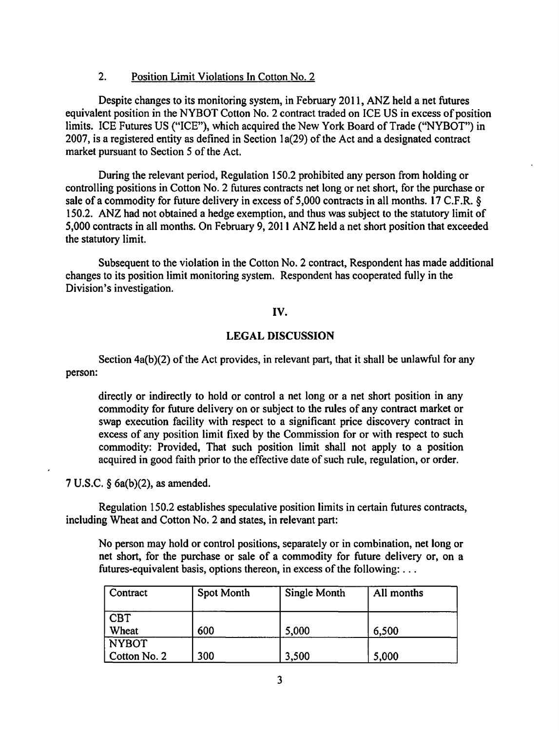### 2. Position Limit Violations In Cotton No. 2

Despite changes to its monitoring system, in February 2011, ANZ held a net futures equivalent position in the NYBOT Cotton No. 2 contract traded on ICE US in excess of position limits. ICE Futures US ("ICE"), which acquired the New York Board of Trade ("NYBOT") in 2007, is a registered entity as defined in Section 1a(29) of the Act and a designated contract market pursuant to Section 5 of the Act.

During the relevant period, Regulation 150.2 prohibited any person from holding or controlling positions in Cotton No. 2 futures contracts net long or net short, for the purchase or sale of a commodity for future delivery in excess of 5,000 contracts in all months. 17 C.F.R. § 150.2. ANZ had not obtained a hedge exemption, and thus was subject to the statutory limit of 5,000 contracts in all months. On February 9, 2011 ANZ held a net short position that exceeded the statutory limit.

Subsequent to the violation in the Cotton No. 2 contract, Respondent has made additional changes to its position limit monitoring system. Respondent has cooperated fully in the Division's investigation.

## IV.

## LEGAL DISCUSSION

Section 4a(b)(2) of the Act provides, in relevant part, that it shall be unlawful for any person:

> directly or indirectly to hold or control a net long or a net short position in any commodity for future delivery on or subject to the rules of any contract market or swap execution facility with respect to a significant price discovery contract in excess of any position limit fixed by the Commission for or with respect to such commodity: Provided, That such position limit shall not apply to a position acquired in good faith prior to the effective date of such rule, regulation, or order.

7 U.S.C. § 6a(b)(2), as amended.

Regulation 150.2 establishes speculative position limits in certain futures contracts, including Wheat and Cotton No. 2 and states, in relevant part:

> No person may hold or control positions, separately or in combination, net long or net short, for the purchase or sale of a commodity for future delivery or, on a futures-equivalent basis, options thereon, in excess of the following: . . .

| Contract | Spot Month | Single Month | All months |
|---|---|---|---|
| CBT Wheat | 600 | 5,000 | 6,500 |
| NYBOT Cotton No. 2 | 300 | 3,500 | 5,000 |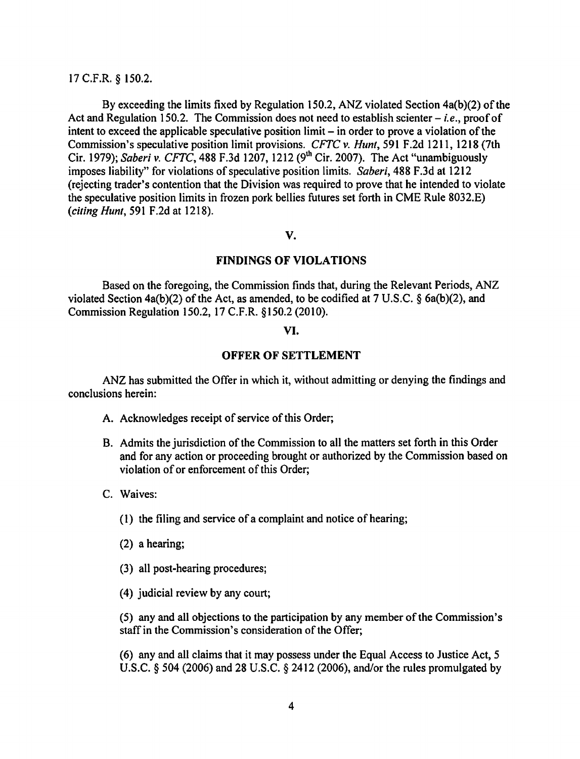17 C.F.R. § 150.2.

By exceeding the limits fixed by Regulation 150.2, ANZ violated Section 4a(b)(2) of the Act and Regulation 150.2. The Commission does not need to establish scienter – *i.e.*, proof of intent to exceed the applicable speculative position limit – in order to prove a violation of the Commission's speculative position limit provisions. *CFTC v. Hunt*, 591 F.2d 1211, 1218 (7th Cir. 1979); *Saberi v. CFTC*, 488 F.3d 1207, 1212 (9th Cir. 2007). The Act "unambiguously imposes liability" for violations of speculative position limits. *Saberi*, 488 F.3d at 1212 (rejecting trader's contention that the Division was required to prove that he intended to violate the speculative position limits in frozen pork bellies futures set forth in CME Rule 8032.E) (*citing Hunt*, 591 F.2d at 1218).

## V.

## FINDINGS OF VIOLATIONS

Based on the foregoing, the Commission finds that, during the Relevant Periods, ANZ violated Section 4a(b)(2) of the Act, as amended, to be codified at 7 U.S.C. § 6a(b)(2), and Commission Regulation 150.2, 17 C.F.R. §150.2 (2010).

## VI.

## OFFER OF SETTLEMENT

ANZ has submitted the Offer in which it, without admitting or denying the findings and conclusions herein:

A. Acknowledges receipt of service of this Order;

B. Admits the jurisdiction of the Commission to all the matters set forth in this Order and for any action or proceeding brought or authorized by the Commission based on violation of or enforcement of this Order;

C. Waives:

(1) the filing and service of a complaint and notice of hearing;

(2) a hearing;

(3) all post-hearing procedures;

(4) judicial review by any court;

(5) any and all objections to the participation by any member of the Commission's staff in the Commission's consideration of the Offer;

(6) any and all claims that it may possess under the Equal Access to Justice Act, 5 U.S.C. § 504 (2006) and 28 U.S.C. § 2412 (2006), and/or the rules promulgated by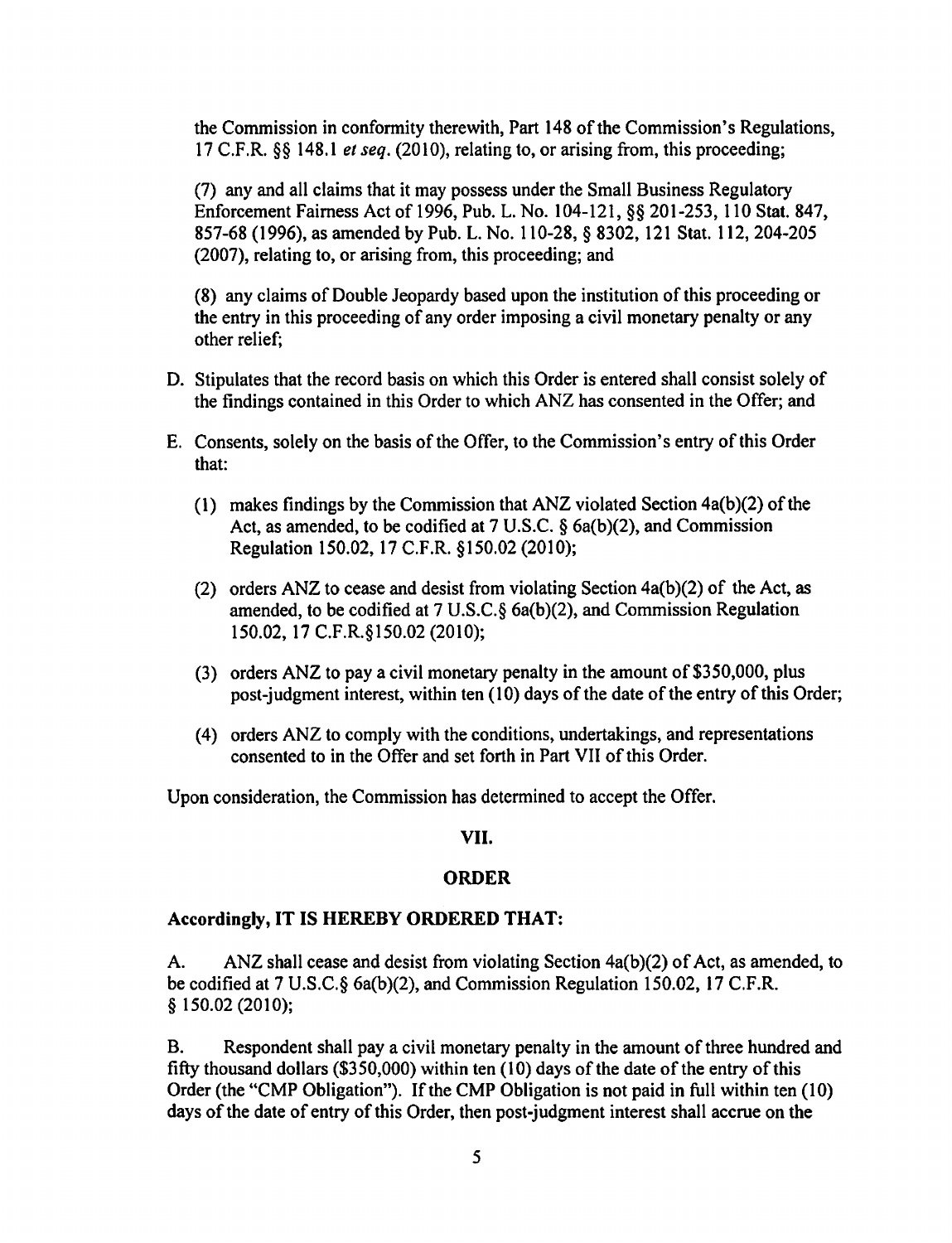the Commission in conformity therewith, Part 148 of the Commission's Regulations, 17 C.F.R. §§ 148.1 *et seq.* (2010), relating to, or arising from, this proceeding;

(7) any and all claims that it may possess under the Small Business Regulatory Enforcement Fairness Act of 1996, Pub. L. No. 104-121, §§ 201-253, 110 Stat. 847, 857-68 (1996), as amended by Pub. L. No. 110-28, § 8302, 121 Stat. 112, 204-205 (2007), relating to, or arising from, this proceeding; and

(8) any claims of Double Jeopardy based upon the institution of this proceeding or the entry in this proceeding of any order imposing a civil monetary penalty or any other relief;

D. Stipulates that the record basis on which this Order is entered shall consist solely of the findings contained in this Order to which ANZ has consented in the Offer; and

E. Consents, solely on the basis of the Offer, to the Commission's entry of this Order that:

(1) makes findings by the Commission that ANZ violated Section 4a(b)(2) of the Act, as amended, to be codified at 7 U.S.C. § 6a(b)(2), and Commission Regulation 150.02, 17 C.F.R. §150.02 (2010);

(2) orders ANZ to cease and desist from violating Section 4a(b)(2) of the Act, as amended, to be codified at 7 U.S.C.§ 6a(b)(2), and Commission Regulation 150.02, 17 C.F.R.§150.02 (2010);

(3) orders ANZ to pay a civil monetary penalty in the amount of $350,000, plus post-judgment interest, within ten (10) days of the date of the entry of this Order;

(4) orders ANZ to comply with the conditions, undertakings, and representations consented to in the Offer and set forth in Part VII of this Order.

Upon consideration, the Commission has determined to accept the Offer.

## VII.

## ORDER

**Accordingly, IT IS HEREBY ORDERED THAT:**

A. ANZ shall cease and desist from violating Section 4a(b)(2) of Act, as amended, to be codified at 7 U.S.C.§ 6a(b)(2), and Commission Regulation 150.02, 17 C.F.R. § 150.02 (2010);

B. Respondent shall pay a civil monetary penalty in the amount of three hundred and fifty thousand dollars ($350,000) within ten (10) days of the date of the entry of this Order (the "CMP Obligation"). If the CMP Obligation is not paid in full within ten (10) days of the date of entry of this Order, then post-judgment interest shall accrue on the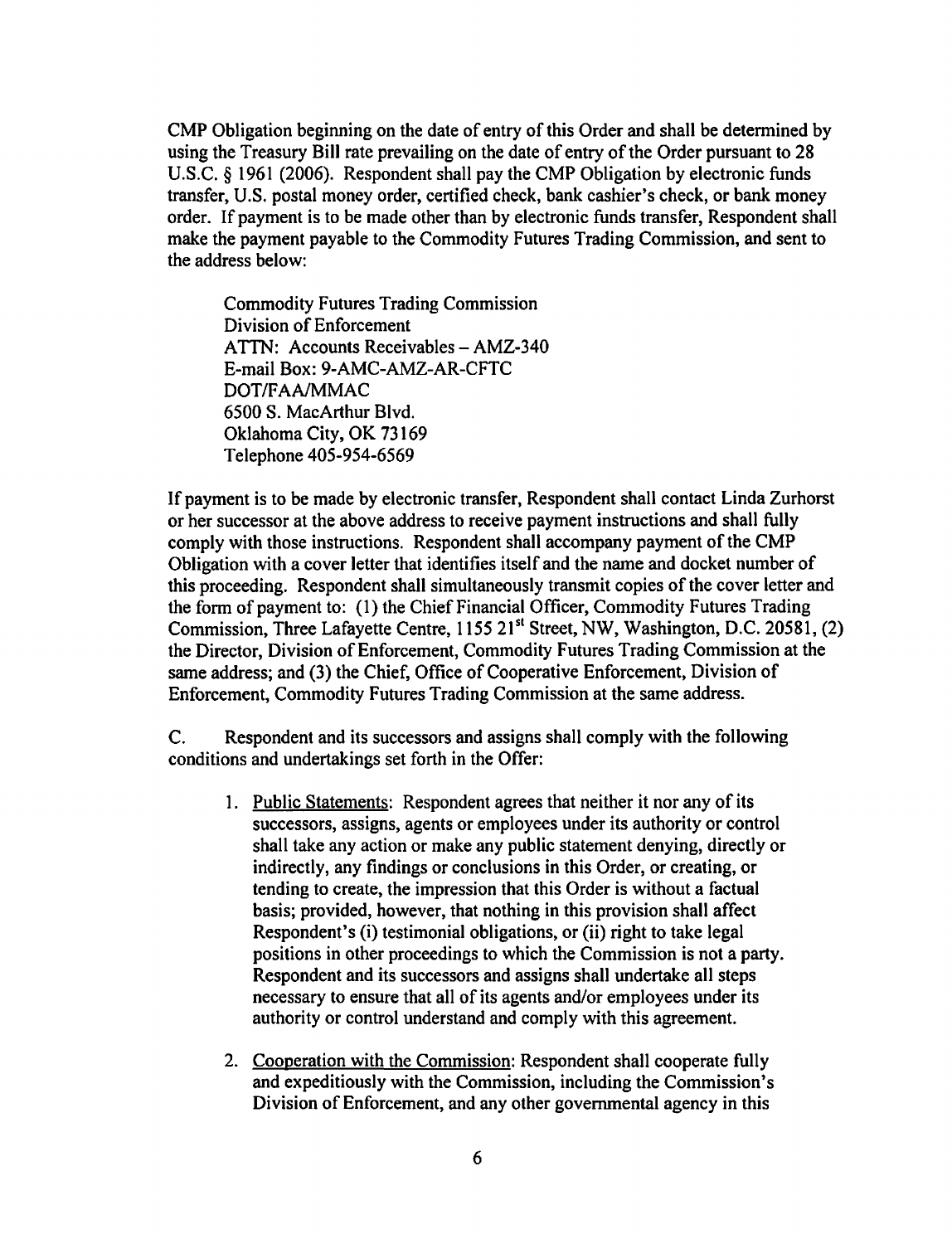CMP Obligation beginning on the date of entry of this Order and shall be determined by using the Treasury Bill rate prevailing on the date of entry of the Order pursuant to 28 U.S.C. § 1961 (2006). Respondent shall pay the CMP Obligation by electronic funds transfer, U.S. postal money order, certified check, bank cashier's check, or bank money order. If payment is to be made other than by electronic funds transfer, Respondent shall make the payment payable to the Commodity Futures Trading Commission, and sent to the address below:

Commodity Futures Trading Commission
Division of Enforcement
ATTN: Accounts Receivables – AMZ-340
E-mail Box: 9-AMC-AMZ-AR-CFTC
DOT/FAA/MMAC
6500 S. MacArthur Blvd.
Oklahoma City, OK 73169
Telephone 405-954-6569

If payment is to be made by electronic transfer, Respondent shall contact Linda Zurhorst or her successor at the above address to receive payment instructions and shall fully comply with those instructions. Respondent shall accompany payment of the CMP Obligation with a cover letter that identifies itself and the name and docket number of this proceeding. Respondent shall simultaneously transmit copies of the cover letter and the form of payment to: (1) the Chief Financial Officer, Commodity Futures Trading Commission, Three Lafayette Centre, 1155 21st Street, NW, Washington, D.C. 20581, (2) the Director, Division of Enforcement, Commodity Futures Trading Commission at the same address; and (3) the Chief, Office of Cooperative Enforcement, Division of Enforcement, Commodity Futures Trading Commission at the same address.

C. Respondent and its successors and assigns shall comply with the following conditions and undertakings set forth in the Offer:

1. Public Statements: Respondent agrees that neither it nor any of its successors, assigns, agents or employees under its authority or control shall take any action or make any public statement denying, directly or indirectly, any findings or conclusions in this Order, or creating, or tending to create, the impression that this Order is without a factual basis; provided, however, that nothing in this provision shall affect Respondent's (i) testimonial obligations, or (ii) right to take legal positions in other proceedings to which the Commission is not a party. Respondent and its successors and assigns shall undertake all steps necessary to ensure that all of its agents and/or employees under its authority or control understand and comply with this agreement.

2. Cooperation with the Commission: Respondent shall cooperate fully and expeditiously with the Commission, including the Commission's Division of Enforcement, and any other governmental agency in this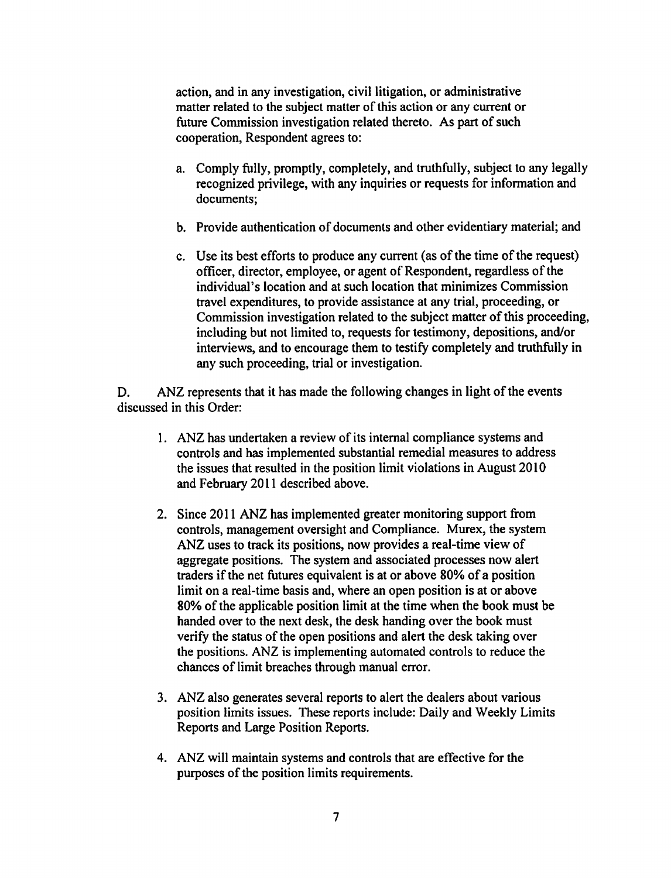action, and in any investigation, civil litigation, or administrative matter related to the subject matter of this action or any current or future Commission investigation related thereto. As part of such cooperation, Respondent agrees to:

a. Comply fully, promptly, completely, and truthfully, subject to any legally recognized privilege, with any inquiries or requests for information and documents;

b. Provide authentication of documents and other evidentiary material; and

c. Use its best efforts to produce any current (as of the time of the request) officer, director, employee, or agent of Respondent, regardless of the individual's location and at such location that minimizes Commission travel expenditures, to provide assistance at any trial, proceeding, or Commission investigation related to the subject matter of this proceeding, including but not limited to, requests for testimony, depositions, and/or interviews, and to encourage them to testify completely and truthfully in any such proceeding, trial or investigation.

D. ANZ represents that it has made the following changes in light of the events discussed in this Order:

1. ANZ has undertaken a review of its internal compliance systems and controls and has implemented substantial remedial measures to address the issues that resulted in the position limit violations in August 2010 and February 2011 described above.

2. Since 2011 ANZ has implemented greater monitoring support from controls, management oversight and Compliance. Murex, the system ANZ uses to track its positions, now provides a real-time view of aggregate positions. The system and associated processes now alert traders if the net futures equivalent is at or above 80% of a position limit on a real-time basis and, where an open position is at or above 80% of the applicable position limit at the time when the book must be handed over to the next desk, the desk handing over the book must verify the status of the open positions and alert the desk taking over the positions. ANZ is implementing automated controls to reduce the chances of limit breaches through manual error.

3. ANZ also generates several reports to alert the dealers about various position limits issues. These reports include: Daily and Weekly Limits Reports and Large Position Reports.

4. ANZ will maintain systems and controls that are effective for the purposes of the position limits requirements.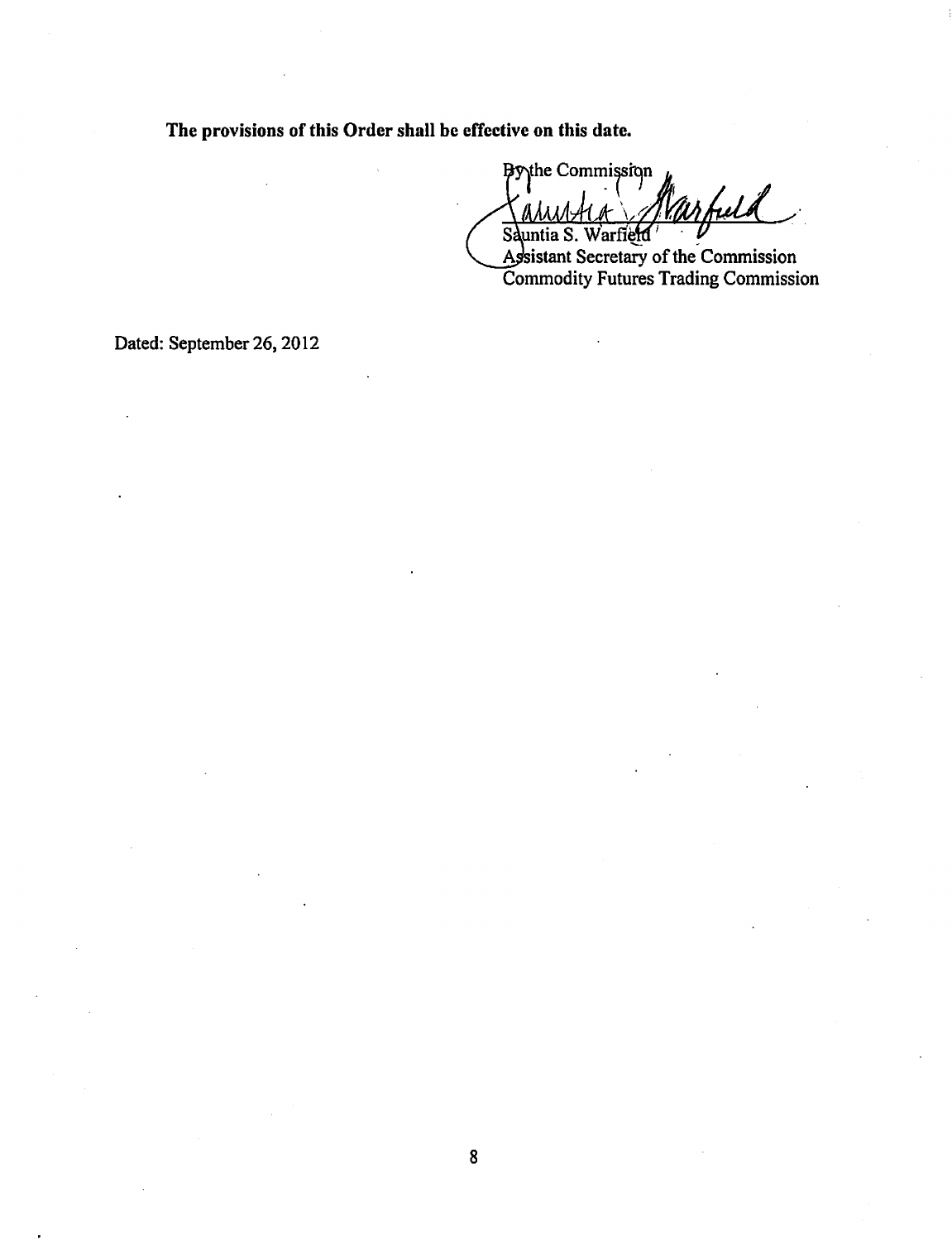**The provisions of this Order shall be effective on this date.**

By the Commission

Sauntia S. Warfield
Assistant Secretary of the Commission
Commodity Futures Trading Commission

Dated: September 26, 2012